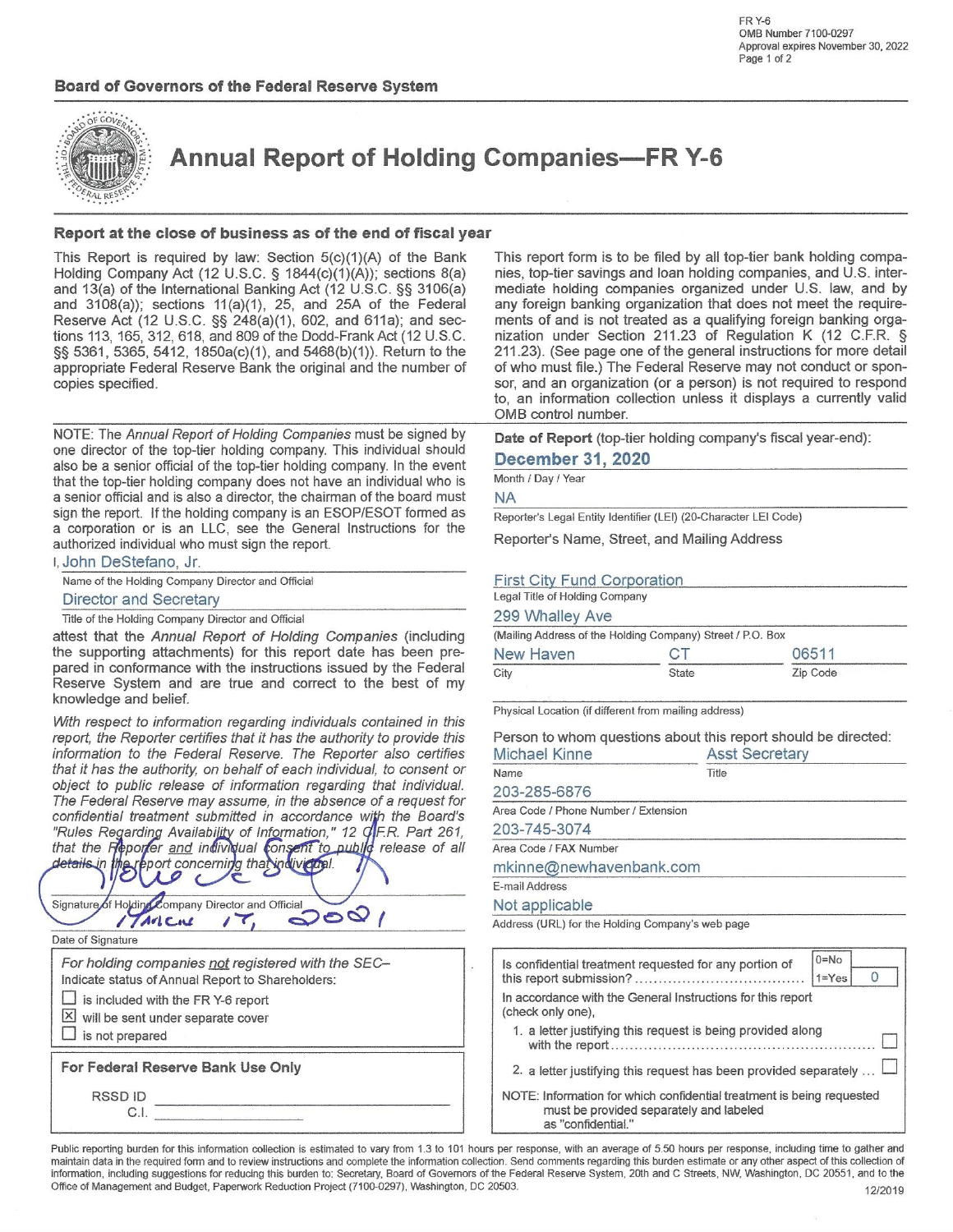FR Y-6
OMB Number 7100-0297
Approval expires November 30, 2022

**Board of Governors of the Federal Reserve System**

# Annual Report of Holding Companies—FR Y-6

## Report at the close of business as of the end of fiscal year

This Report is required by law: Section 5(c)(1)(A) of the Bank Holding Company Act (12 U.S.C. § 1844(c)(1)(A)); sections 8(a) and 13(a) of the International Banking Act (12 U.S.C. §§ 3106(a) and 3108(a)); sections 11(a)(1), 25, and 25A of the Federal Reserve Act (12 U.S.C. §§ 248(a)(1), 602, and 611a); and sections 113, 165, 312, 618, and 809 of the Dodd-Frank Act (12 U.S.C. §§ 5361, 5365, 5412, 1850a(c)(1), and 5468(b)(1)). Return to the appropriate Federal Reserve Bank the original and the number of copies specified.

This report form is to be filed by all top-tier bank holding companies, top-tier savings and loan holding companies, and U.S. intermediate holding companies organized under U.S. law, and by any foreign banking organization that does not meet the requirements of and is not treated as a qualifying foreign banking organization under Section 211.23 of Regulation K (12 C.F.R. § 211.23). (See page one of the general instructions for more detail of who must file.) The Federal Reserve may not conduct or sponsor, and an organization (or a person) is not required to respond to, an information collection unless it displays a currently valid OMB control number.

NOTE: The *Annual Report of Holding Companies* must be signed by one director of the top-tier holding company. This individual should also be a senior official of the top-tier holding company. In the event that the top-tier holding company does not have an individual who is a senior official and is also a director, the chairman of the board must sign the report. If the holding company is an ESOP/ESOT formed as a corporation or is an LLC, see the General Instructions for the authorized individual who must sign the report.

I, John DeStefano, Jr.
Name of the Holding Company Director and Official

Director and Secretary
Title of the Holding Company Director and Official

attest that the *Annual Report of Holding Companies* (including the supporting attachments) for this report date has been prepared in conformance with the instructions issued by the Federal Reserve System and are true and correct to the best of my knowledge and belief.

*With respect to information regarding individuals contained in this report, the Reporter certifies that it has the authority to provide this information to the Federal Reserve. The Reporter also certifies that it has the authority, on behalf of each individual, to consent or object to public release of information regarding that individual. The Federal Reserve may assume, in the absence of a request for confidential treatment submitted in accordance with the Board's "Rules Regarding Availability of Information," 12 C.F.R. Part 261, that the Reporter and individual consent to public release of all details in the report concerning that individual.*

[Signature]
Signature of Holding Company Director and Official

March 17, 2021
Date of Signature

**Date of Report** (top-tier holding company's fiscal year-end):
December 31, 2020
Month / Day / Year

NA
Reporter's Legal Entity Identifier (LEI) (20-Character LEI Code)

Reporter's Name, Street, and Mailing Address

First City Fund Corporation
Legal Title of Holding Company

299 Whalley Ave
(Mailing Address of the Holding Company) Street / P.O. Box

| New Haven | CT | 06511 |
|---|---|---|
| City | State | Zip Code |

Physical Location (if different from mailing address)

Person to whom questions about this report should be directed:

| Michael Kinne | Asst Secretary |
|---|---|
| Name | Title |

203-285-6876
Area Code / Phone Number / Extension

203-745-3074
Area Code / FAX Number

mkinne@newhavenbank.com
E-mail Address

Not applicable
Address (URL) for the Holding Company's web page

*For holding companies not registered with the SEC–*
Indicate status of Annual Report to Shareholders:
- ☐ is included with the FR Y-6 report
- ☒ will be sent under separate cover
- ☐ is not prepared

**For Federal Reserve Bank Use Only**

RSSD ID ______
C.I. ______

Is confidential treatment requested for any portion of this report submission? (0=No, 1=Yes): 0

In accordance with the General Instructions for this report (check only one),
1. a letter justifying this request is being provided along with the report ☐
2. a letter justifying this request has been provided separately ☐

NOTE: Information for which confidential treatment is being requested must be provided separately and labeled as "confidential."

Public reporting burden for this information collection is estimated to vary from 1.3 to 101 hours per response, with an average of 5.50 hours per response, including time to gather and maintain data in the required form and to review instructions and complete the information collection. Send comments regarding this burden estimate or any other aspect of this collection of information, including suggestions for reducing this burden to: Secretary, Board of Governors of the Federal Reserve System, 20th and C Streets, NW, Washington, DC 20551, and to the Office of Management and Budget, Paperwork Reduction Project (7100-0297), Washington, DC 20503.

12/2019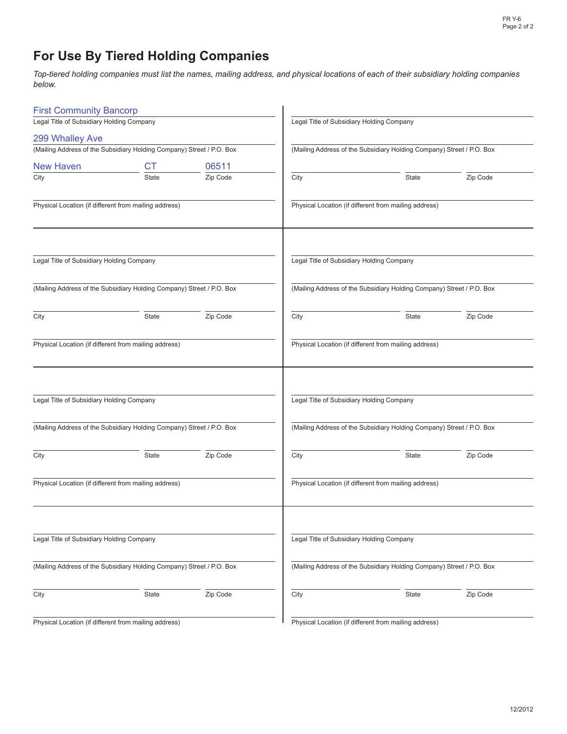# For Use By Tiered Holding Companies

*Top-tiered holding companies must list the names, mailing address, and physical locations of each of their subsidiary holding companies below.*

First Community Bancorp
Legal Title of Subsidiary Holding Company

299 Whalley Ave
(Mailing Address of the Subsidiary Holding Company) Street / P.O. Box

| City | State | Zip Code |
|---|---|---|
| New Haven | CT | 06511 |

Physical Location (if different from mailing address)

---

Legal Title of Subsidiary Holding Company

(Mailing Address of the Subsidiary Holding Company) Street / P.O. Box

City | State | Zip Code

Physical Location (if different from mailing address)

---

Legal Title of Subsidiary Holding Company

(Mailing Address of the Subsidiary Holding Company) Street / P.O. Box

City | State | Zip Code

Physical Location (if different from mailing address)

---

Legal Title of Subsidiary Holding Company

(Mailing Address of the Subsidiary Holding Company) Street / P.O. Box

City | State | Zip Code

Physical Location (if different from mailing address)

---

Legal Title of Subsidiary Holding Company

(Mailing Address of the Subsidiary Holding Company) Street / P.O. Box

City | State | Zip Code

Physical Location (if different from mailing address)

---

Legal Title of Subsidiary Holding Company

(Mailing Address of the Subsidiary Holding Company) Street / P.O. Box

City | State | Zip Code

Physical Location (if different from mailing address)

---

Legal Title of Subsidiary Holding Company

(Mailing Address of the Subsidiary Holding Company) Street / P.O. Box

City | State | Zip Code

Physical Location (if different from mailing address)

---

Legal Title of Subsidiary Holding Company

(Mailing Address of the Subsidiary Holding Company) Street / P.O. Box

City | State | Zip Code

Physical Location (if different from mailing address)

12/2012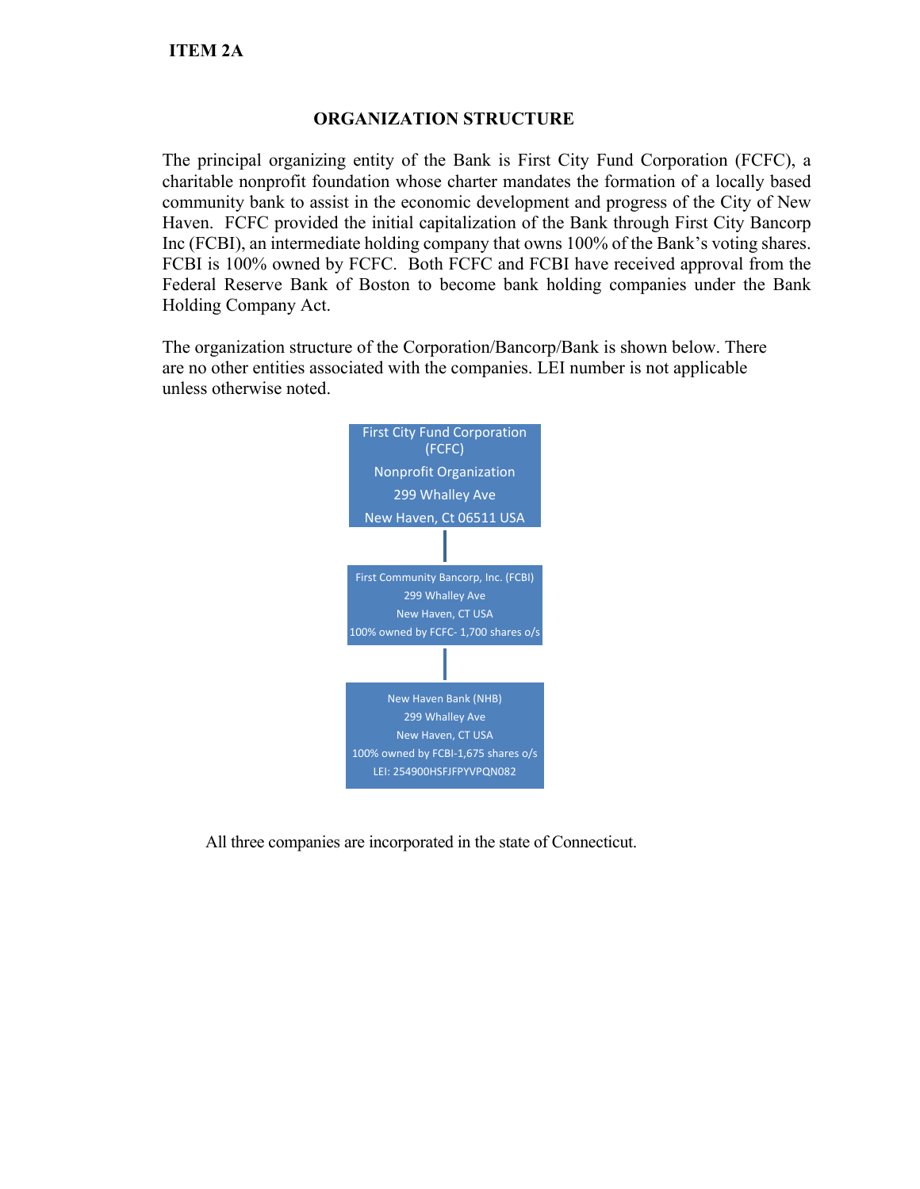**ITEM 2A**

## ORGANIZATION STRUCTURE

The principal organizing entity of the Bank is First City Fund Corporation (FCFC), a charitable nonprofit foundation whose charter mandates the formation of a locally based community bank to assist in the economic development and progress of the City of New Haven. FCFC provided the initial capitalization of the Bank through First City Bancorp Inc (FCBI), an intermediate holding company that owns 100% of the Bank's voting shares. FCBI is 100% owned by FCFC. Both FCFC and FCBI have received approval from the Federal Reserve Bank of Boston to become bank holding companies under the Bank Holding Company Act.

The organization structure of the Corporation/Bancorp/Bank is shown below. There are no other entities associated with the companies. LEI number is not applicable unless otherwise noted.

First City Fund Corporation (FCFC)
Nonprofit Organization
299 Whalley Ave
New Haven, Ct 06511 USA

First Community Bancorp, Inc. (FCBI)
299 Whalley Ave
New Haven, CT USA
100% owned by FCFC- 1,700 shares o/s

New Haven Bank (NHB)
299 Whalley Ave
New Haven, CT USA
100% owned by FCBI-1,675 shares o/s
LEI: 254900HSFJFPYVPQN082

All three companies are incorporated in the state of Connecticut.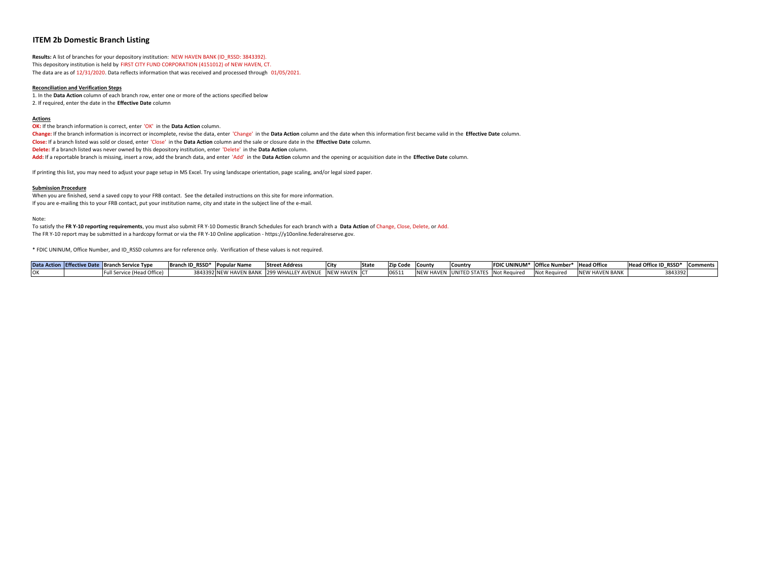## ITEM 2b Domestic Branch Listing

**Results:** A list of branches for your depository institution: NEW HAVEN BANK (ID_RSSD: 3843392).
This depository institution is held by FIRST CITY FUND CORPORATION (4151012) of NEW HAVEN, CT.
The data are as of 12/31/2020. Data reflects information that was received and processed through 01/05/2021.

**Reconciliation and Verification Steps**

1. In the **Data Action** column of each branch row, enter one or more of the actions specified below
2. If required, enter the date in the **Effective Date** column

**Actions**

**OK:** If the branch information is correct, enter 'OK' in the **Data Action** column.
**Change:** If the branch information is incorrect or incomplete, revise the data, enter 'Change' in the **Data Action** column and the date when this information first became valid in the **Effective Date** column.
**Close:** If a branch listed was sold or closed, enter 'Close' in the **Data Action** column and the sale or closure date in the **Effective Date** column.
**Delete:** If a branch listed was never owned by this depository institution, enter 'Delete' in the **Data Action** column.
**Add:** If a reportable branch is missing, insert a row, add the branch data, and enter 'Add' in the **Data Action** column and the opening or acquisition date in the **Effective Date** column.

If printing this list, you may need to adjust your page setup in MS Excel. Try using landscape orientation, page scaling, and/or legal sized paper.

**Submission Procedure**

When you are finished, send a saved copy to your FRB contact. See the detailed instructions on this site for more information.
If you are e-mailing this to your FRB contact, put your institution name, city and state in the subject line of the e-mail.

Note:
To satisfy the **FR Y-10 reporting requirements**, you must also submit FR Y-10 Domestic Branch Schedules for each branch with a **Data Action** of Change, Close, Delete, or Add.
The FR Y-10 report may be submitted in a hardcopy format or via the FR Y-10 Online application - https://y10online.federalreserve.gov.

* FDIC UNINUM, Office Number, and ID_RSSD columns are for reference only. Verification of these values is not required.

| Data Action | Effective Date | Branch Service Type | Branch ID_RSSD* | Popular Name | Street Address | City | State | Zip Code | County | Country | FDIC UNINUM* | Office Number* | Head Office | Head Office ID_RSSD* | Comments |
|---|---|---|---|---|---|---|---|---|---|---|---|---|---|---|---|
| OK | | Full Service (Head Office) | 3843392 | NEW HAVEN BANK | 299 WHALLEY AVENUE | NEW HAVEN | CT | 06511 | NEW HAVEN | UNITED STATES | Not Required | Not Required | NEW HAVEN BANK | 3843392 | |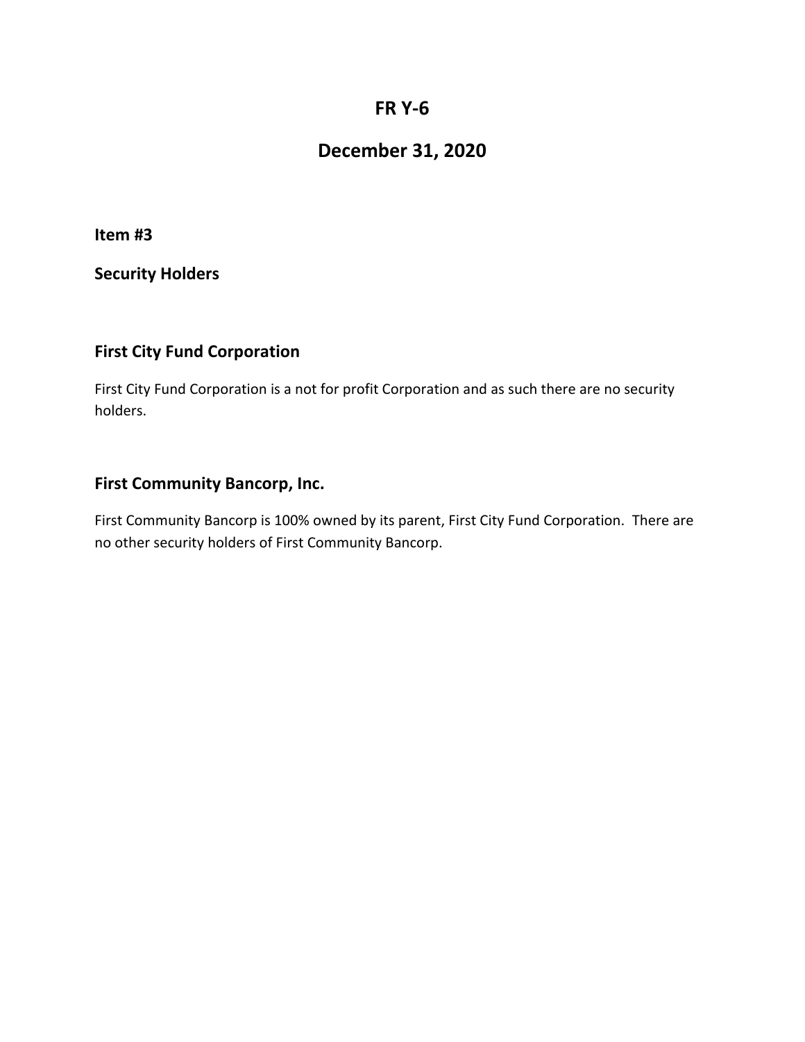# FR Y-6

# December 31, 2020

### Item #3

### Security Holders

### First City Fund Corporation

First City Fund Corporation is a not for profit Corporation and as such there are no security holders.

### First Community Bancorp, Inc.

First Community Bancorp is 100% owned by its parent, First City Fund Corporation. There are no other security holders of First Community Bancorp.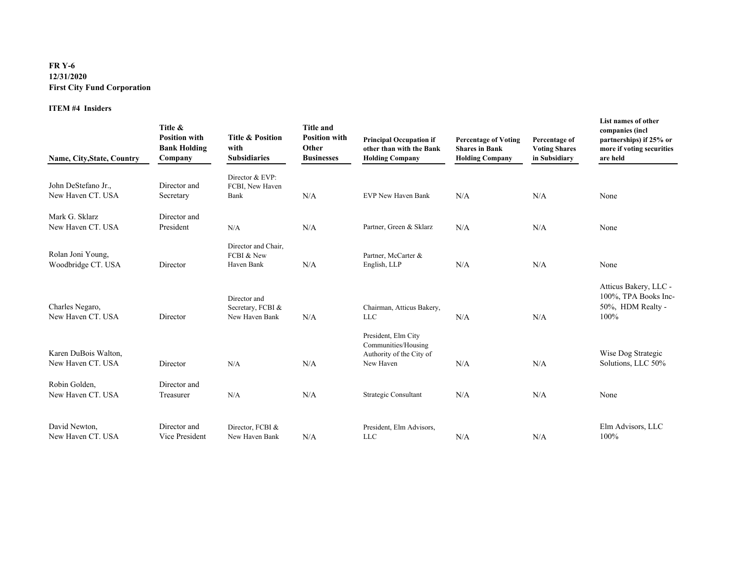**FR Y-6**
**12/31/2020**
**First City Fund Corporation**

**ITEM #4 Insiders**

| Name, City,State, Country | Title & Position with Bank Holding Company | Title & Position with Subsidiaries | Title and Position with Other Businesses | Principal Occupation if other than with the Bank Holding Company | Percentage of Voting Shares in Bank Holding Company | Percentage of Voting Shares in Subsidiary | List names of other companies (incl partnerships) if 25% or more if voting securities are held |
|---|---|---|---|---|---|---|---|
| John DeStefano Jr., New Haven CT. USA | Director and Secretary | Director & EVP: FCBI, New Haven Bank | N/A | EVP New Haven Bank | N/A | N/A | None |
| Mark G. Sklarz New Haven CT. USA | Director and President | N/A | N/A | Partner, Green & Sklarz | N/A | N/A | None |
| Rolan Joni Young, Woodbridge CT. USA | Director | Director and Chair, FCBI & New Haven Bank | N/A | Partner, McCarter & English, LLP | N/A | N/A | None |
| Charles Negaro, New Haven CT. USA | Director | Director and Secretary, FCBI & New Haven Bank | N/A | Chairman, Atticus Bakery, LLC | N/A | N/A | Atticus Bakery, LLC - 100%, TPA Books Inc- 50%, HDM Realty - 100% |
| Karen DuBois Walton, New Haven CT. USA | Director | N/A | N/A | President, Elm City Communities/Housing Authority of the City of New Haven | N/A | N/A | Wise Dog Strategic Solutions, LLC 50% |
| Robin Golden, New Haven CT. USA | Director and Treasurer | N/A | N/A | Strategic Consultant | N/A | N/A | None |
| David Newton, New Haven CT. USA | Director and Vice President | Director, FCBI & New Haven Bank | N/A | President, Elm Advisors, LLC | N/A | N/A | Elm Advisors, LLC 100% |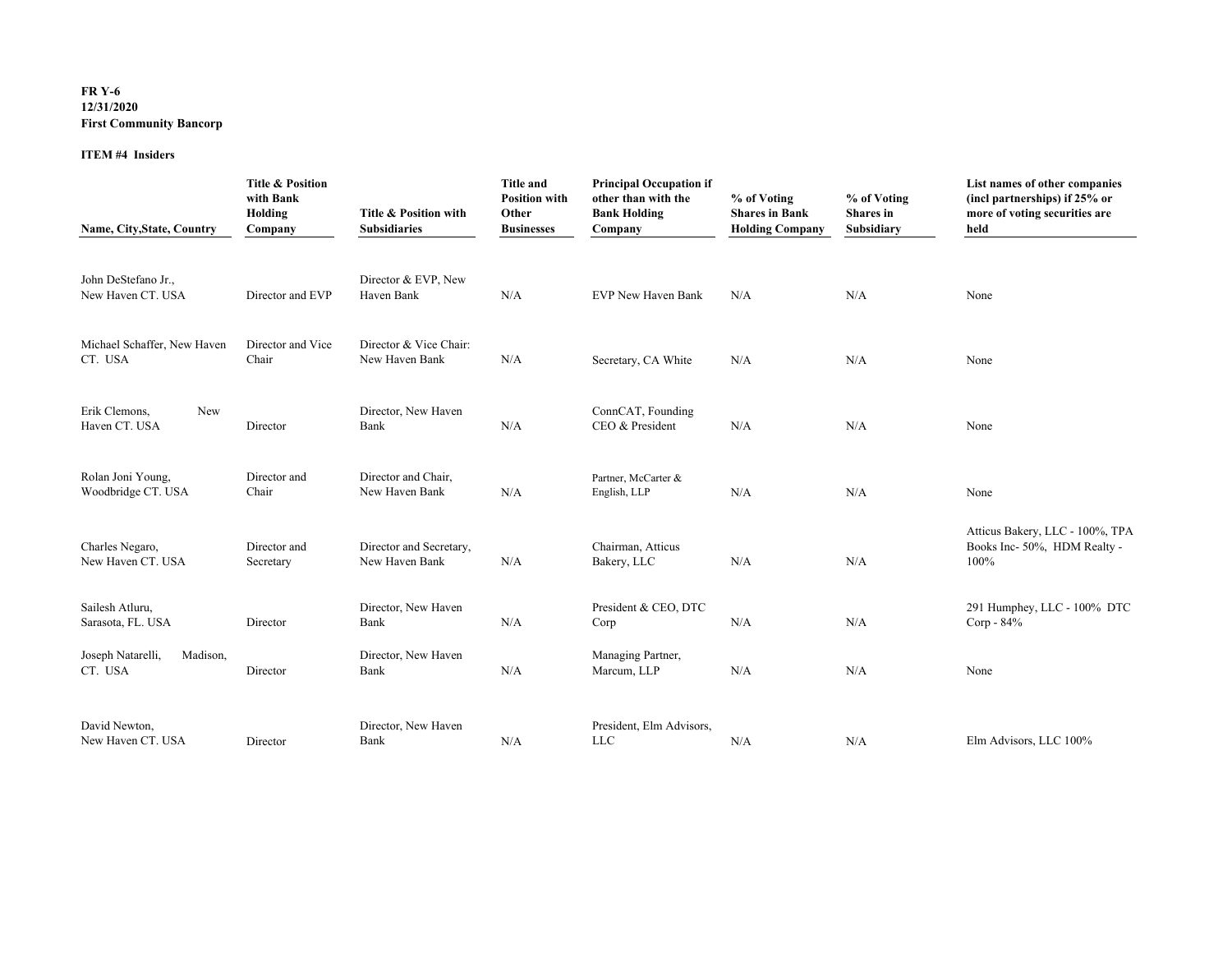**FR Y-6**
**12/31/2020**
**First Community Bancorp**

**ITEM #4 Insiders**

| Name, City,State, Country | Title & Position with Bank Holding Company | Title & Position with Subsidiaries | Title and Position with Other Businesses | Principal Occupation if other than with the Bank Holding Company | % of Voting Shares in Bank Holding Company | % of Voting Shares in Subsidiary | List names of other companies (incl partnerships) if 25% or more of voting securities are held |
|---|---|---|---|---|---|---|---|
| John DeStefano Jr., New Haven CT. USA | Director and EVP | Director & EVP, New Haven Bank | N/A | EVP New Haven Bank | N/A | N/A | None |
| Michael Schaffer, New Haven CT. USA | Director and Vice Chair | Director & Vice Chair: New Haven Bank | N/A | Secretary, CA White | N/A | N/A | None |
| Erik Clemons, New Haven CT. USA | Director | Director, New Haven Bank | N/A | ConnCAT, Founding CEO & President | N/A | N/A | None |
| Rolan Joni Young, Woodbridge CT. USA | Director and Chair | Director and Chair, New Haven Bank | N/A | Partner, McCarter & English, LLP | N/A | N/A | None |
| Charles Negaro, New Haven CT. USA | Director and Secretary | Director and Secretary, New Haven Bank | N/A | Chairman, Atticus Bakery, LLC | N/A | N/A | Atticus Bakery, LLC - 100%, TPA Books Inc- 50%, HDM Realty - 100% |
| Sailesh Atluru, Sarasota, FL. USA | Director | Director, New Haven Bank | N/A | President & CEO, DTC Corp | N/A | N/A | 291 Humphey, LLC - 100% DTC Corp - 84% |
| Joseph Natarelli, Madison, CT. USA | Director | Director, New Haven Bank | N/A | Managing Partner, Marcum, LLP | N/A | N/A | None |
| David Newton, New Haven CT. USA | Director | Director, New Haven Bank | N/A | President, Elm Advisors, LLC | N/A | N/A | Elm Advisors, LLC 100% |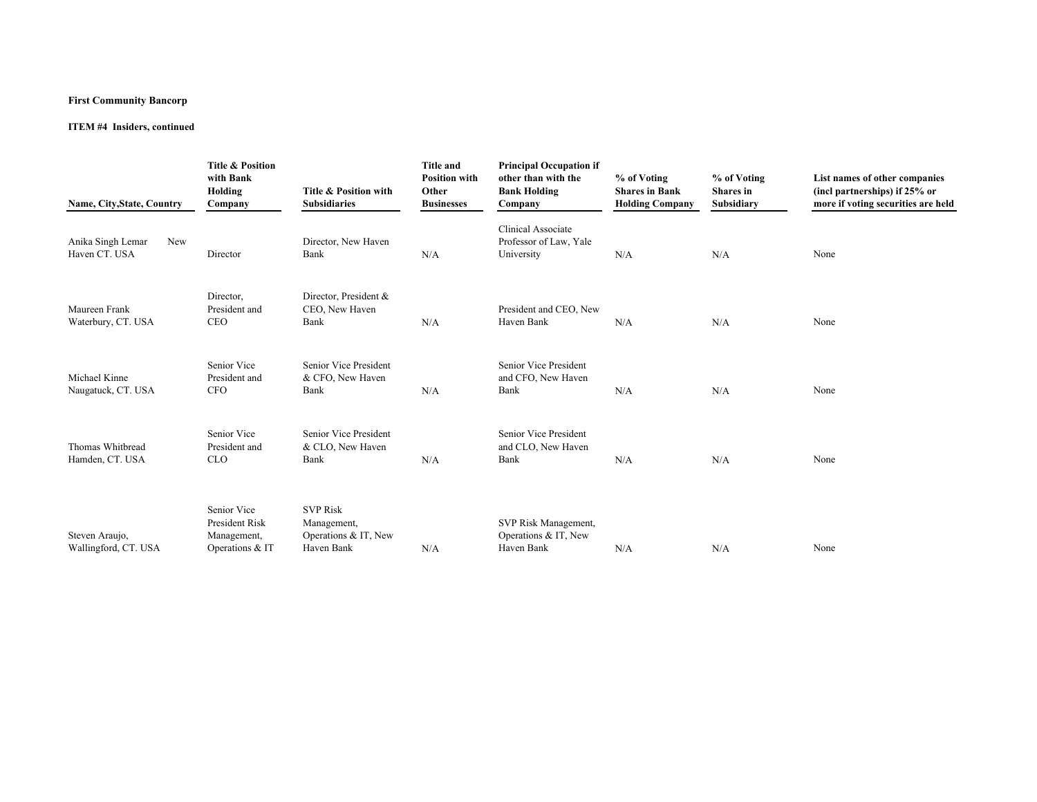**First Community Bancorp**

**ITEM #4 Insiders, continued**

| Name, City,State, Country | Title & Position with Bank Holding Company | Title & Position with Subsidiaries | Title and Position with Other Businesses | Principal Occupation if other than with the Bank Holding Company | % of Voting Shares in Bank Holding Company | % of Voting Shares in Subsidiary | List names of other companies (incl partnerships) if 25% or more if voting securities are held |
|---|---|---|---|---|---|---|---|
| Anika Singh Lemar New Haven CT. USA | Director | Director, New Haven Bank | N/A | Clinical Associate Professor of Law, Yale University | N/A | N/A | None |
| Maureen Frank Waterbury, CT. USA | Director, President and CEO | Director, President & CEO, New Haven Bank | N/A | President and CEO, New Haven Bank | N/A | N/A | None |
| Michael Kinne Naugatuck, CT. USA | Senior Vice President and CFO | Senior Vice President & CFO, New Haven Bank | N/A | Senior Vice President and CFO, New Haven Bank | N/A | N/A | None |
| Thomas Whitbread Hamden, CT. USA | Senior Vice President and CLO | Senior Vice President & CLO, New Haven Bank | N/A | Senior Vice President and CLO, New Haven Bank | N/A | N/A | None |
| Steven Araujo, Wallingford, CT. USA | Senior Vice President Risk Management, Operations & IT | SVP Risk Management, Operations & IT, New Haven Bank | N/A | SVP Risk Management, Operations & IT, New Haven Bank | N/A | N/A | None |